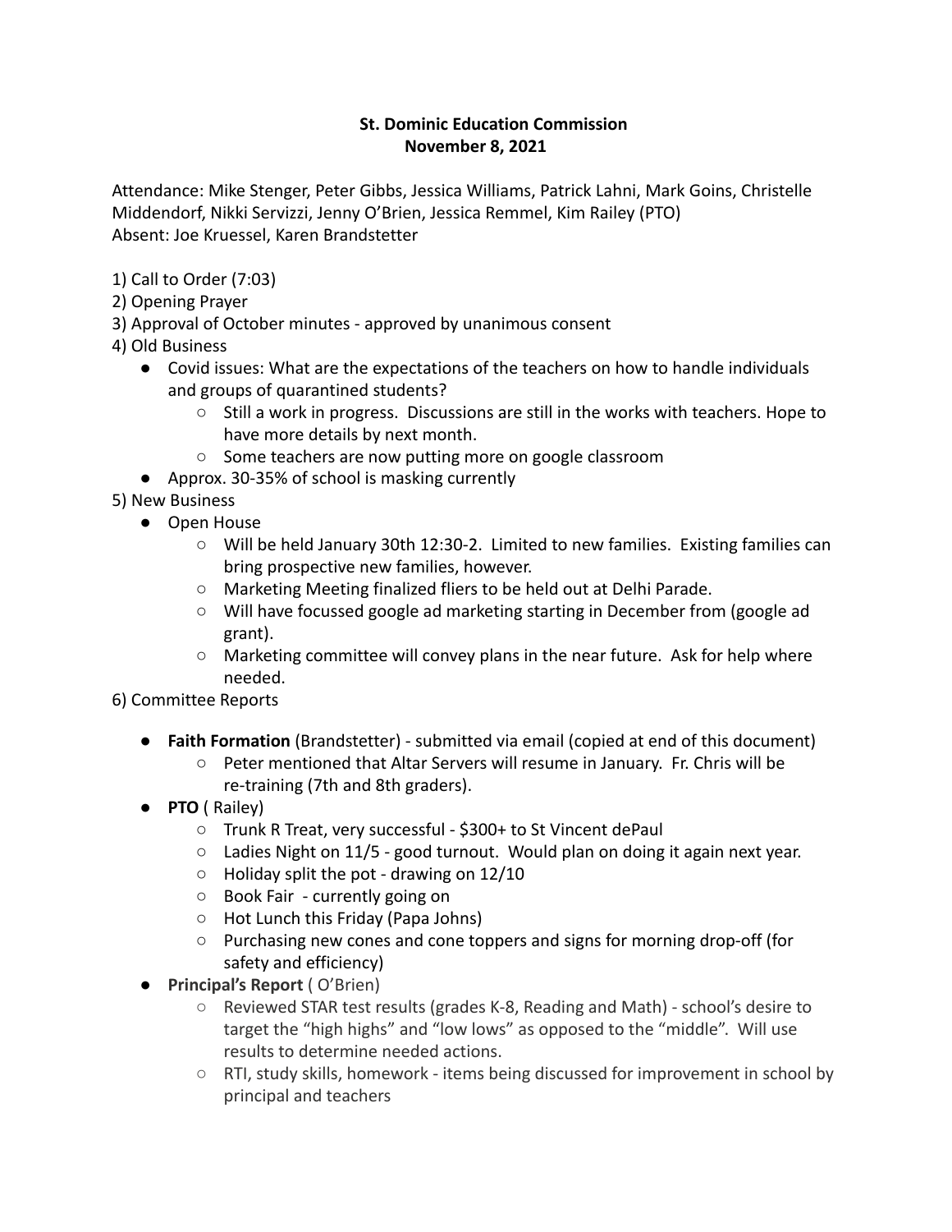**St. Dominic Education Commission**
**November 8, 2021**

Attendance: Mike Stenger, Peter Gibbs, Jessica Williams, Patrick Lahni, Mark Goins, Christelle Middendorf, Nikki Servizzi, Jenny O'Brien, Jessica Remmel, Kim Railey (PTO)
Absent: Joe Kruessel, Karen Brandstetter

1) Call to Order (7:03)
2) Opening Prayer
3) Approval of October minutes - approved by unanimous consent
4) Old Business
   - Covid issues: What are the expectations of the teachers on how to handle individuals and groups of quarantined students?
     - Still a work in progress. Discussions are still in the works with teachers. Hope to have more details by next month.
     - Some teachers are now putting more on google classroom
   - Approx. 30-35% of school is masking currently
5) New Business
   - Open House
     - Will be held January 30th 12:30-2. Limited to new families. Existing families can bring prospective new families, however.
     - Marketing Meeting finalized fliers to be held out at Delhi Parade.
     - Will have focussed google ad marketing starting in December from (google ad grant).
     - Marketing committee will convey plans in the near future. Ask for help where needed.
6) Committee Reports
   - **Faith Formation** (Brandstetter) - submitted via email (copied at end of this document)
     - Peter mentioned that Altar Servers will resume in January. Fr. Chris will be re-training (7th and 8th graders).
   - **PTO** ( Railey)
     - Trunk R Treat, very successful - $300+ to St Vincent dePaul
     - Ladies Night on 11/5 - good turnout. Would plan on doing it again next year.
     - Holiday split the pot - drawing on 12/10
     - Book Fair - currently going on
     - Hot Lunch this Friday (Papa Johns)
     - Purchasing new cones and cone toppers and signs for morning drop-off (for safety and efficiency)
   - **Principal's Report** ( O'Brien)
     - Reviewed STAR test results (grades K-8, Reading and Math) - school's desire to target the "high highs" and "low lows" as opposed to the "middle". Will use results to determine needed actions.
     - RTI, study skills, homework - items being discussed for improvement in school by principal and teachers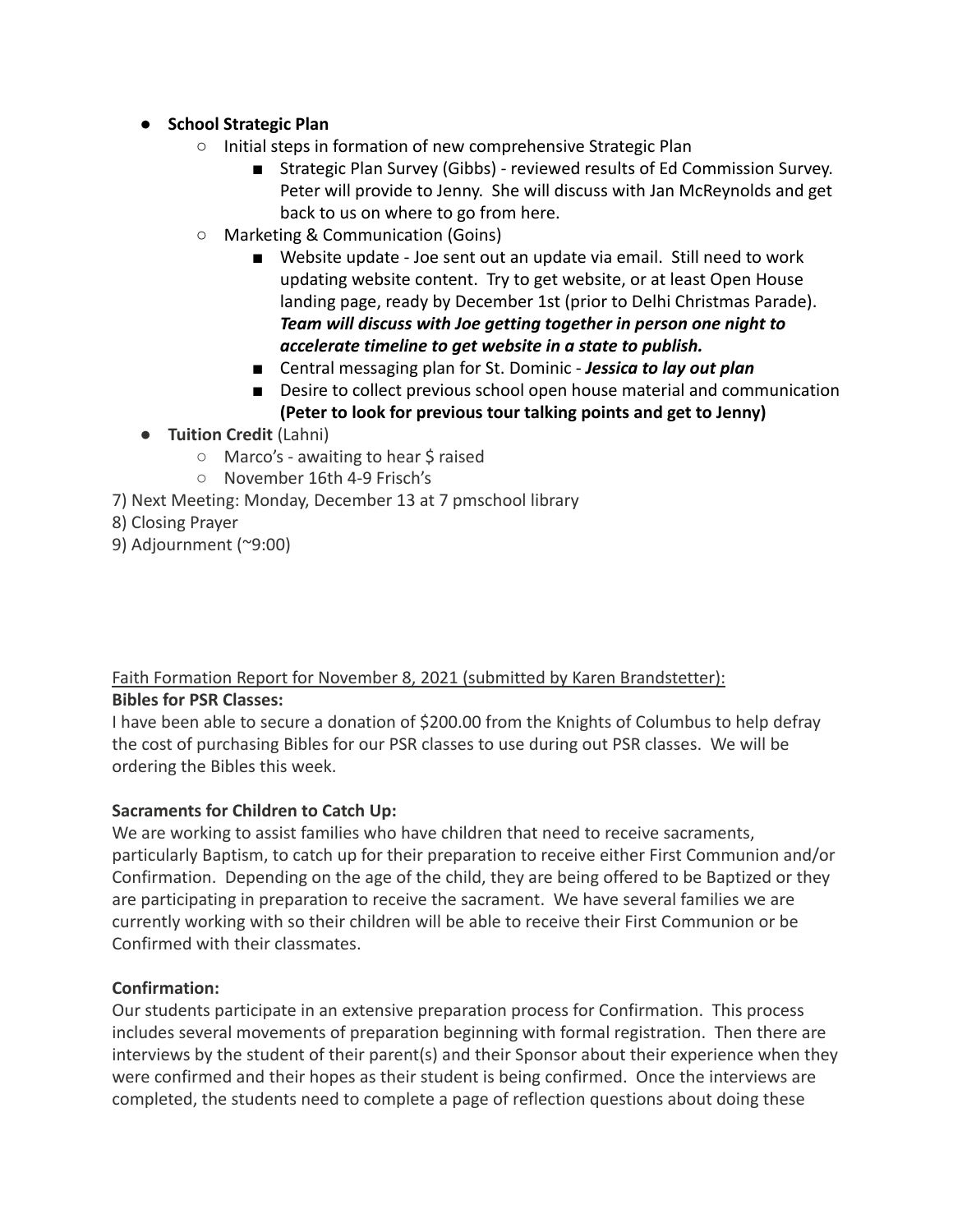- **School Strategic Plan**
    - Initial steps in formation of new comprehensive Strategic Plan
        - Strategic Plan Survey (Gibbs) - reviewed results of Ed Commission Survey. Peter will provide to Jenny. She will discuss with Jan McReynolds and get back to us on where to go from here.
    - Marketing & Communication (Goins)
        - Website update - Joe sent out an update via email. Still need to work updating website content. Try to get website, or at least Open House landing page, ready by December 1st (prior to Delhi Christmas Parade). ***Team will discuss with Joe getting together in person one night to accelerate timeline to get website in a state to publish.***
        - Central messaging plan for St. Dominic - ***Jessica to lay out plan***
        - Desire to collect previous school open house material and communication **(Peter to look for previous tour talking points and get to Jenny)**
- **Tuition Credit** (Lahni)
    - Marco's - awaiting to hear $ raised
    - November 16th 4-9 Frisch's

7) Next Meeting: Monday, December 13 at 7 pmschool library

8) Closing Prayer

9) Adjournment (~9:00)

<u>Faith Formation Report for November 8, 2021 (submitted by Karen Brandstetter):</u>

**Bibles for PSR Classes:**

I have been able to secure a donation of $200.00 from the Knights of Columbus to help defray the cost of purchasing Bibles for our PSR classes to use during out PSR classes. We will be ordering the Bibles this week.

**Sacraments for Children to Catch Up:**

We are working to assist families who have children that need to receive sacraments, particularly Baptism, to catch up for their preparation to receive either First Communion and/or Confirmation. Depending on the age of the child, they are being offered to be Baptized or they are participating in preparation to receive the sacrament. We have several families we are currently working with so their children will be able to receive their First Communion or be Confirmed with their classmates.

**Confirmation:**

Our students participate in an extensive preparation process for Confirmation. This process includes several movements of preparation beginning with formal registration. Then there are interviews by the student of their parent(s) and their Sponsor about their experience when they were confirmed and their hopes as their student is being confirmed. Once the interviews are completed, the students need to complete a page of reflection questions about doing these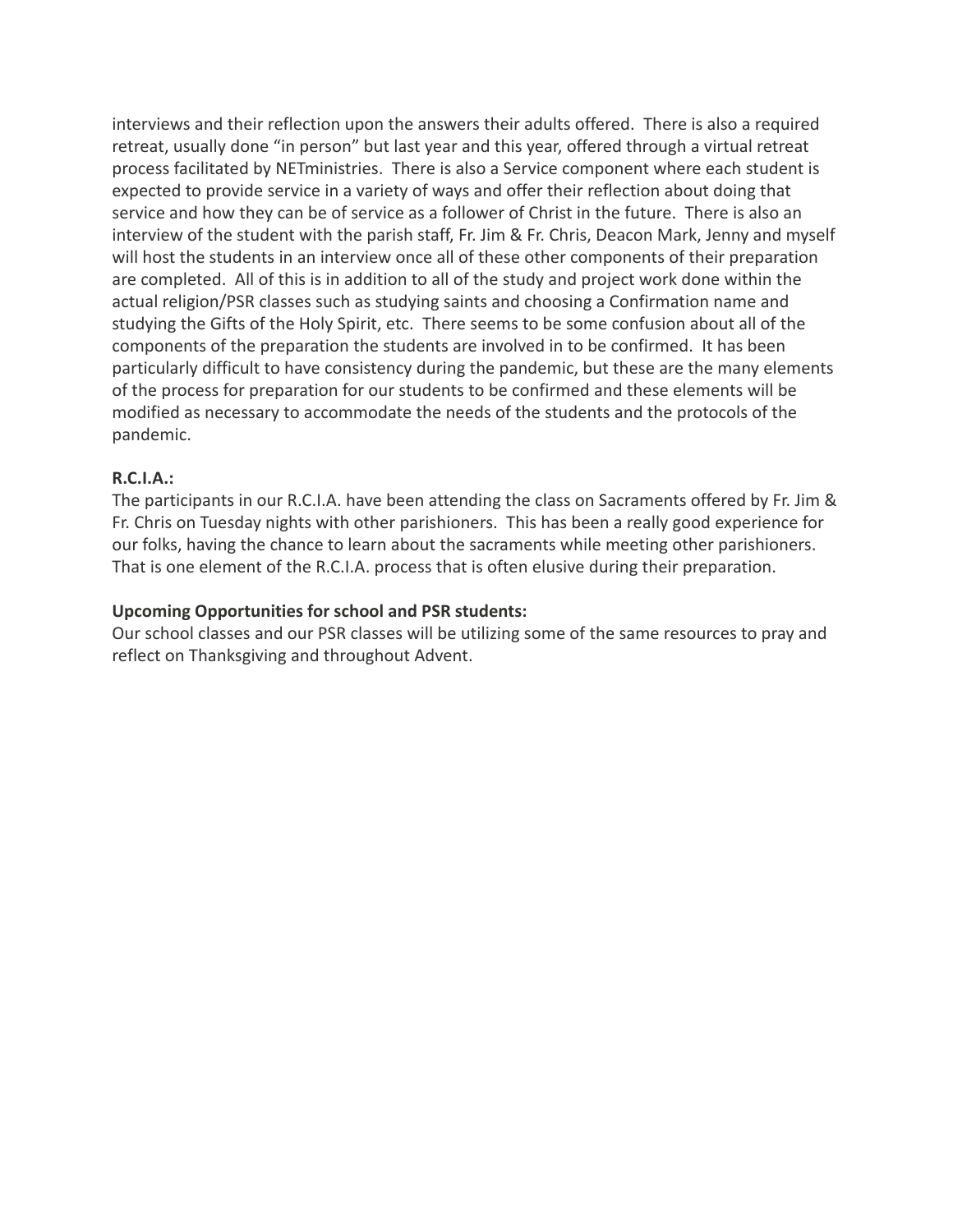interviews and their reflection upon the answers their adults offered. There is also a required retreat, usually done "in person" but last year and this year, offered through a virtual retreat process facilitated by NETministries. There is also a Service component where each student is expected to provide service in a variety of ways and offer their reflection about doing that service and how they can be of service as a follower of Christ in the future. There is also an interview of the student with the parish staff, Fr. Jim & Fr. Chris, Deacon Mark, Jenny and myself will host the students in an interview once all of these other components of their preparation are completed. All of this is in addition to all of the study and project work done within the actual religion/PSR classes such as studying saints and choosing a Confirmation name and studying the Gifts of the Holy Spirit, etc. There seems to be some confusion about all of the components of the preparation the students are involved in to be confirmed. It has been particularly difficult to have consistency during the pandemic, but these are the many elements of the process for preparation for our students to be confirmed and these elements will be modified as necessary to accommodate the needs of the students and the protocols of the pandemic.

**R.C.I.A.:**

The participants in our R.C.I.A. have been attending the class on Sacraments offered by Fr. Jim & Fr. Chris on Tuesday nights with other parishioners. This has been a really good experience for our folks, having the chance to learn about the sacraments while meeting other parishioners. That is one element of the R.C.I.A. process that is often elusive during their preparation.

**Upcoming Opportunities for school and PSR students:**

Our school classes and our PSR classes will be utilizing some of the same resources to pray and reflect on Thanksgiving and throughout Advent.